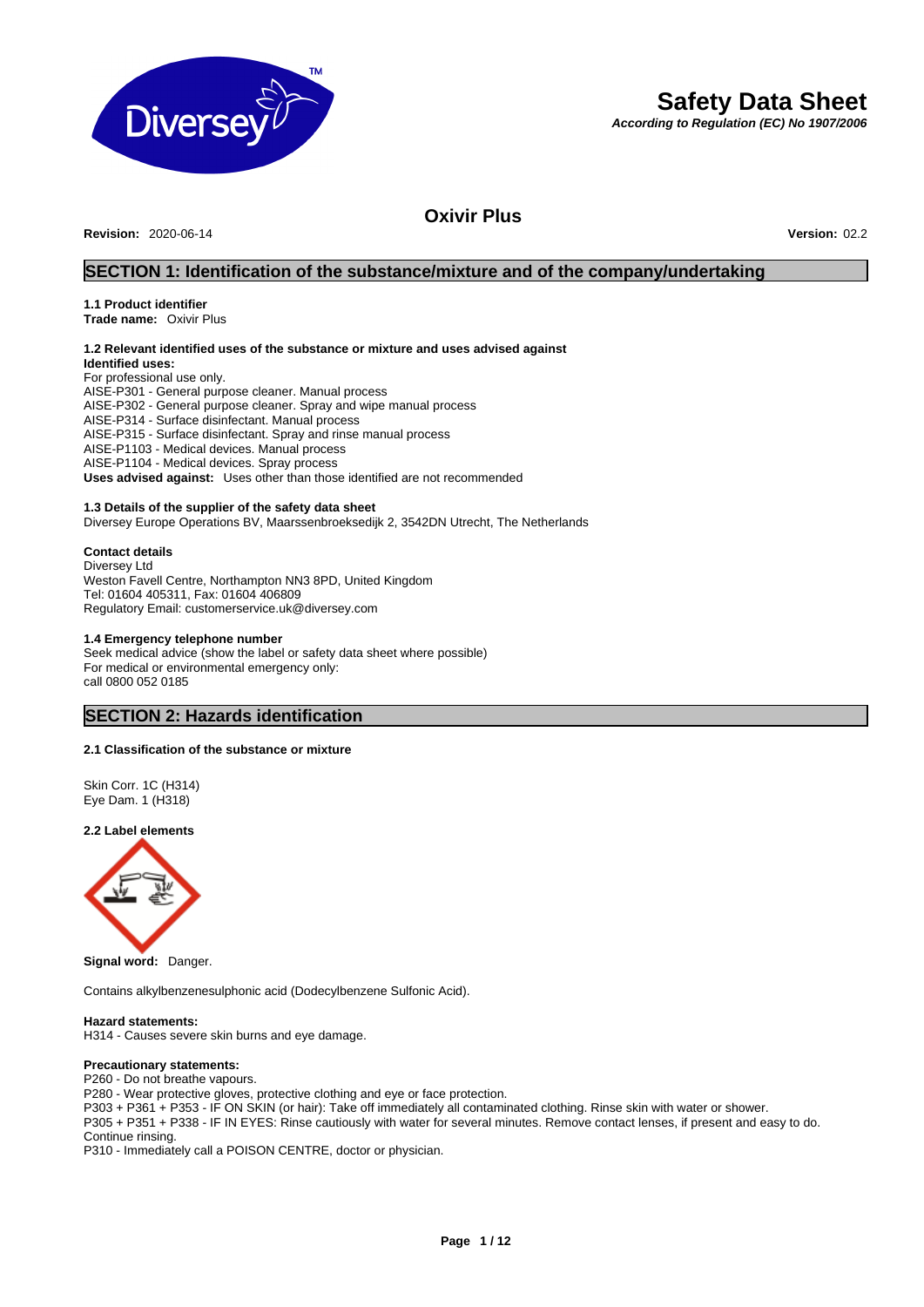# Safety Data Sheet

***According to Regulation (EC) No 1907/2006***

## Oxivir Plus

**Revision:** 2020-06-14 **Version:** 02.2

## SECTION 1: Identification of the substance/mixture and of the company/undertaking

**1.1 Product identifier**
**Trade name:** Oxivir Plus

**1.2 Relevant identified uses of the substance or mixture and uses advised against**
**Identified uses:**
For professional use only.
AISE-P301 - General purpose cleaner. Manual process
AISE-P302 - General purpose cleaner. Spray and wipe manual process
AISE-P314 - Surface disinfectant. Manual process
AISE-P315 - Surface disinfectant. Spray and rinse manual process
AISE-P1103 - Medical devices. Manual process
AISE-P1104 - Medical devices. Spray process
**Uses advised against:** Uses other than those identified are not recommended

**1.3 Details of the supplier of the safety data sheet**
Diversey Europe Operations BV, Maarssenbroeksedijk 2, 3542DN Utrecht, The Netherlands

**Contact details**
Diversey Ltd
Weston Favell Centre, Northampton NN3 8PD, United Kingdom
Tel: 01604 405311, Fax: 01604 406809
Regulatory Email: customerservice.uk@diversey.com

**1.4 Emergency telephone number**
Seek medical advice (show the label or safety data sheet where possible)
For medical or environmental emergency only:
call 0800 052 0185

## SECTION 2: Hazards identification

**2.1 Classification of the substance or mixture**

Skin Corr. 1C (H314)
Eye Dam. 1 (H318)

**2.2 Label elements**

**Signal word:** Danger.

Contains alkylbenzenesulphonic acid (Dodecylbenzene Sulfonic Acid).

**Hazard statements:**
H314 - Causes severe skin burns and eye damage.

**Precautionary statements:**
P260 - Do not breathe vapours.
P280 - Wear protective gloves, protective clothing and eye or face protection.
P303 + P361 + P353 - IF ON SKIN (or hair): Take off immediately all contaminated clothing. Rinse skin with water or shower.
P305 + P351 + P338 - IF IN EYES: Rinse cautiously with water for several minutes. Remove contact lenses, if present and easy to do. Continue rinsing.
P310 - Immediately call a POISON CENTRE, doctor or physician.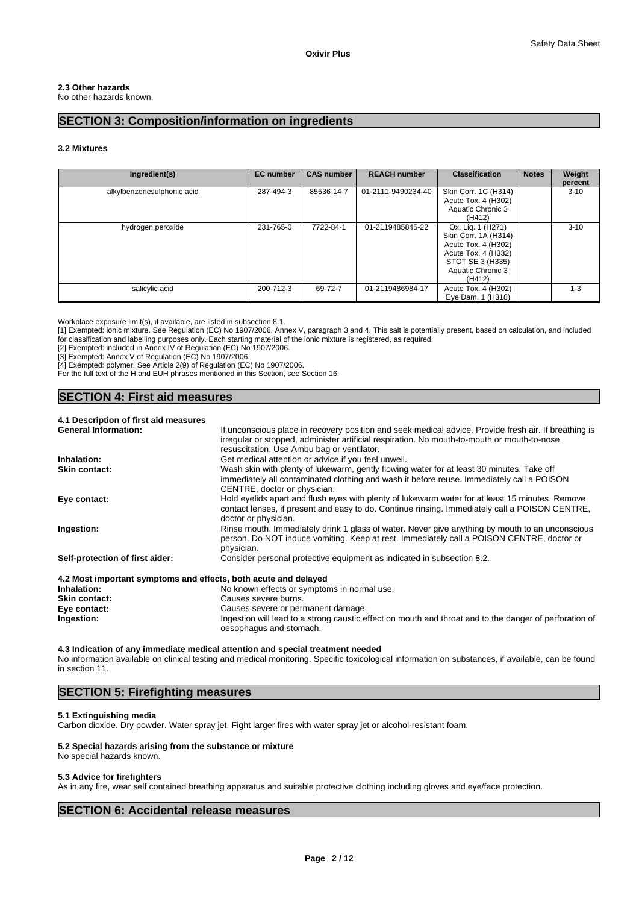### 2.3 Other hazards

No other hazards known.

## SECTION 3: Composition/information on ingredients

### 3.2 Mixtures

| Ingredient(s) | EC number | CAS number | REACH number | Classification | Notes | Weight percent |
|---|---|---|---|---|---|---|
| alkylbenzenesulphonic acid | 287-494-3 | 85536-14-7 | 01-2111-9490234-40 | Skin Corr. 1C (H314) Acute Tox. 4 (H302) Aquatic Chronic 3 (H412) | | 3-10 |
| hydrogen peroxide | 231-765-0 | 7722-84-1 | 01-2119485845-22 | Ox. Liq. 1 (H271) Skin Corr. 1A (H314) Acute Tox. 4 (H302) Acute Tox. 4 (H332) STOT SE 3 (H335) Aquatic Chronic 3 (H412) | | 3-10 |
| salicylic acid | 200-712-3 | 69-72-7 | 01-2119486984-17 | Acute Tox. 4 (H302) Eye Dam. 1 (H318) | | 1-3 |

Workplace exposure limit(s), if available, are listed in subsection 8.1.

[1] Exempted: ionic mixture. See Regulation (EC) No 1907/2006, Annex V, paragraph 3 and 4. This salt is potentially present, based on calculation, and included for classification and labelling purposes only. Each starting material of the ionic mixture is registered, as required.

[2] Exempted: included in Annex IV of Regulation (EC) No 1907/2006.

[3] Exempted: Annex V of Regulation (EC) No 1907/2006.

[4] Exempted: polymer. See Article 2(9) of Regulation (EC) No 1907/2006.

For the full text of the H and EUH phrases mentioned in this Section, see Section 16.

## SECTION 4: First aid measures

### 4.1 Description of first aid measures

**General Information:** If unconscious place in recovery position and seek medical advice. Provide fresh air. If breathing is irregular or stopped, administer artificial respiration. No mouth-to-mouth or mouth-to-nose resuscitation. Use Ambu bag or ventilator.

**Inhalation:** Get medical attention or advice if you feel unwell.

**Skin contact:** Wash skin with plenty of lukewarm, gently flowing water for at least 30 minutes. Take off immediately all contaminated clothing and wash it before reuse. Immediately call a POISON CENTRE, doctor or physician.

**Eye contact:** Hold eyelids apart and flush eyes with plenty of lukewarm water for at least 15 minutes. Remove contact lenses, if present and easy to do. Continue rinsing. Immediately call a POISON CENTRE, doctor or physician.

**Ingestion:** Rinse mouth. Immediately drink 1 glass of water. Never give anything by mouth to an unconscious person. Do NOT induce vomiting. Keep at rest. Immediately call a POISON CENTRE, doctor or physician.

**Self-protection of first aider:** Consider personal protective equipment as indicated in subsection 8.2.

### 4.2 Most important symptoms and effects, both acute and delayed

**Inhalation:** No known effects or symptoms in normal use.

**Skin contact:** Causes severe burns.

**Eye contact:** Causes severe or permanent damage.

**Ingestion:** Ingestion will lead to a strong caustic effect on mouth and throat and to the danger of perforation of oesophagus and stomach.

### 4.3 Indication of any immediate medical attention and special treatment needed

No information available on clinical testing and medical monitoring. Specific toxicological information on substances, if available, can be found in section 11.

## SECTION 5: Firefighting measures

### 5.1 Extinguishing media

Carbon dioxide. Dry powder. Water spray jet. Fight larger fires with water spray jet or alcohol-resistant foam.

### 5.2 Special hazards arising from the substance or mixture

No special hazards known.

### 5.3 Advice for firefighters

As in any fire, wear self contained breathing apparatus and suitable protective clothing including gloves and eye/face protection.

## SECTION 6: Accidental release measures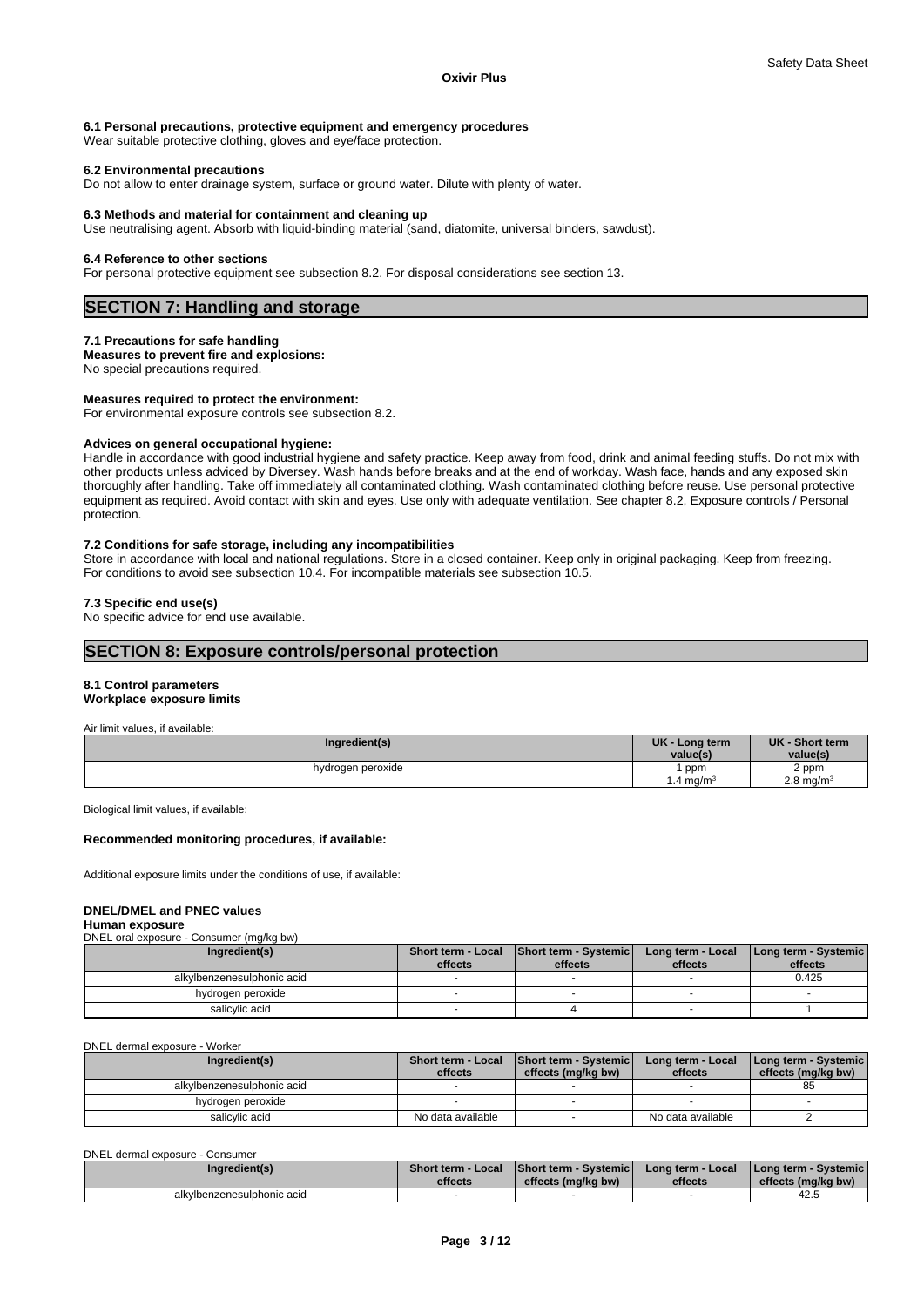#### 6.1 Personal precautions, protective equipment and emergency procedures

Wear suitable protective clothing, gloves and eye/face protection.

#### 6.2 Environmental precautions

Do not allow to enter drainage system, surface or ground water. Dilute with plenty of water.

#### 6.3 Methods and material for containment and cleaning up

Use neutralising agent. Absorb with liquid-binding material (sand, diatomite, universal binders, sawdust).

#### 6.4 Reference to other sections

For personal protective equipment see subsection 8.2. For disposal considerations see section 13.

## SECTION 7: Handling and storage

#### 7.1 Precautions for safe handling

**Measures to prevent fire and explosions:**

No special precautions required.

**Measures required to protect the environment:**

For environmental exposure controls see subsection 8.2.

**Advices on general occupational hygiene:**

Handle in accordance with good industrial hygiene and safety practice. Keep away from food, drink and animal feeding stuffs. Do not mix with other products unless adviced by Diversey. Wash hands before breaks and at the end of workday. Wash face, hands and any exposed skin thoroughly after handling. Take off immediately all contaminated clothing. Wash contaminated clothing before reuse. Use personal protective equipment as required. Avoid contact with skin and eyes. Use only with adequate ventilation. See chapter 8.2, Exposure controls / Personal protection.

#### 7.2 Conditions for safe storage, including any incompatibilities

Store in accordance with local and national regulations. Store in a closed container. Keep only in original packaging. Keep from freezing. For conditions to avoid see subsection 10.4. For incompatible materials see subsection 10.5.

#### 7.3 Specific end use(s)

No specific advice for end use available.

## SECTION 8: Exposure controls/personal protection

#### 8.1 Control parameters

**Workplace exposure limits**

Air limit values, if available:

| Ingredient(s) | UK - Long term value(s) | UK - Short term value(s) |
|---|---|---|
| hydrogen peroxide | 1 ppm<br>1.4 mg/m$^3$ | 2 ppm<br>2.8 mg/m$^3$ |

Biological limit values, if available:

**Recommended monitoring procedures, if available:**

Additional exposure limits under the conditions of use, if available:

**DNEL/DMEL and PNEC values**

**Human exposure**

DNEL oral exposure - Consumer (mg/kg bw)

| Ingredient(s) | Short term - Local effects | Short term - Systemic effects | Long term - Local effects | Long term - Systemic effects |
|---|---|---|---|---|
| alkylbenzenesulphonic acid | - | - | - | 0.425 |
| hydrogen peroxide | - | - | - | - |
| salicylic acid | - | 4 | - | 1 |

DNEL dermal exposure - Worker

| Ingredient(s) | Short term - Local effects | Short term - Systemic effects (mg/kg bw) | Long term - Local effects | Long term - Systemic effects (mg/kg bw) |
|---|---|---|---|---|
| alkylbenzenesulphonic acid | - | - | - | 85 |
| hydrogen peroxide | - | - | - | - |
| salicylic acid | No data available | - | No data available | 2 |

DNEL dermal exposure - Consumer

| Ingredient(s) | Short term - Local effects | Short term - Systemic effects (mg/kg bw) | Long term - Local effects | Long term - Systemic effects (mg/kg bw) |
|---|---|---|---|---|
| alkylbenzenesulphonic acid | - | - | - | 42.5 |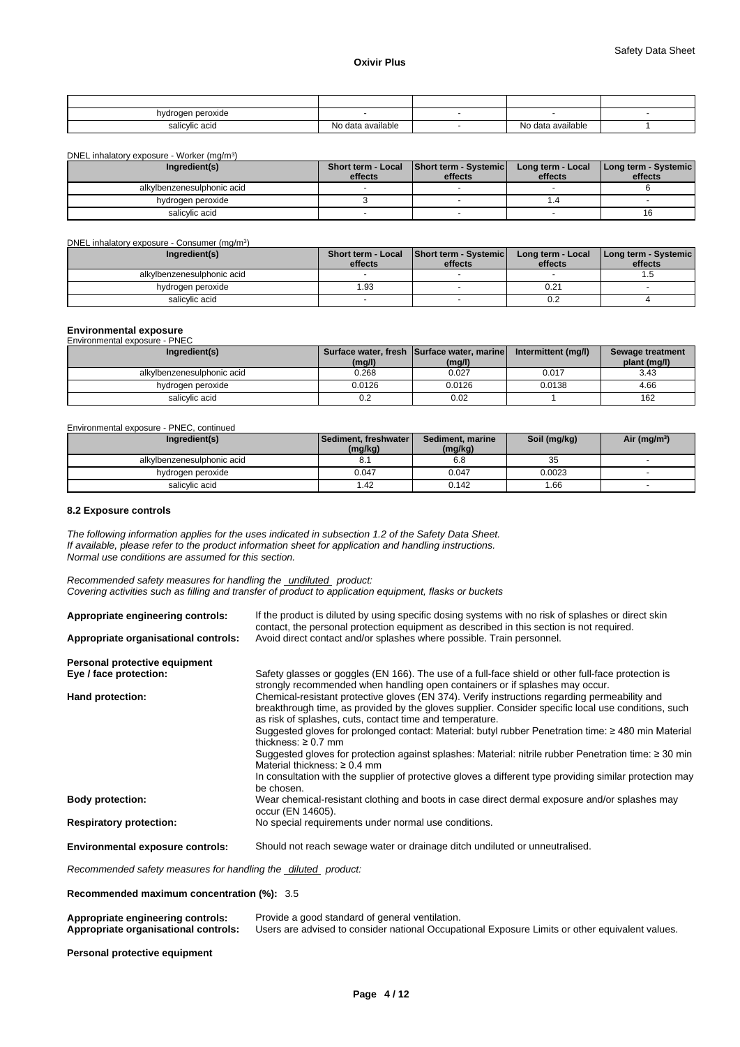|  |  |  |  |  |
|---|---|---|---|---|
| hydrogen peroxide | - | - | - | - |
| salicylic acid | No data available | - | No data available | 1 |

DNEL inhalatory exposure - Worker (mg/m³)

| Ingredient(s) | Short term - Local effects | Short term - Systemic effects | Long term - Local effects | Long term - Systemic effects |
|---|---|---|---|---|
| alkylbenzenesulphonic acid | - | - | - | 6 |
| hydrogen peroxide | 3 | - | 1.4 | - |
| salicylic acid | - | - | - | 16 |

DNEL inhalatory exposure - Consumer (mg/m³)

| Ingredient(s) | Short term - Local effects | Short term - Systemic effects | Long term - Local effects | Long term - Systemic effects |
|---|---|---|---|---|
| alkylbenzenesulphonic acid | - | - | - | 1.5 |
| hydrogen peroxide | 1.93 | - | 0.21 | - |
| salicylic acid | - | - | 0.2 | 4 |

**Environmental exposure**

Environmental exposure - PNEC

| Ingredient(s) | Surface water, fresh (mg/l) | Surface water, marine (mg/l) | Intermittent (mg/l) | Sewage treatment plant (mg/l) |
|---|---|---|---|---|
| alkylbenzenesulphonic acid | 0.268 | 0.027 | 0.017 | 3.43 |
| hydrogen peroxide | 0.0126 | 0.0126 | 0.0138 | 4.66 |
| salicylic acid | 0.2 | 0.02 | 1 | 162 |

Environmental exposure - PNEC, continued

| Ingredient(s) | Sediment, freshwater (mg/kg) | Sediment, marine (mg/kg) | Soil (mg/kg) | Air (mg/m³) |
|---|---|---|---|---|
| alkylbenzenesulphonic acid | 8.1 | 6.8 | 35 | - |
| hydrogen peroxide | 0.047 | 0.047 | 0.0023 | - |
| salicylic acid | 1.42 | 0.142 | 1.66 | - |

**8.2 Exposure controls**

*The following information applies for the uses indicated in subsection 1.2 of the Safety Data Sheet.*
*If available, please refer to the product information sheet for application and handling instructions.*
*Normal use conditions are assumed for this section.*

*Recommended safety measures for handling the undiluted product:*
*Covering activities such as filling and transfer of product to application equipment, flasks or buckets*

**Appropriate engineering controls:** If the product is diluted by using specific dosing systems with no risk of splashes or direct skin contact, the personal protection equipment as described in this section is not required.

**Appropriate organisational controls:** Avoid direct contact and/or splashes where possible. Train personnel.

**Personal protective equipment**

**Eye / face protection:** Safety glasses or goggles (EN 166). The use of a full-face shield or other full-face protection is strongly recommended when handling open containers or if splashes may occur.

**Hand protection:** Chemical-resistant protective gloves (EN 374). Verify instructions regarding permeability and breakthrough time, as provided by the gloves supplier. Consider specific local use conditions, such as risk of splashes, cuts, contact time and temperature.
Suggested gloves for prolonged contact: Material: butyl rubber Penetration time: ≥ 480 min Material thickness: ≥ 0.7 mm
Suggested gloves for protection against splashes: Material: nitrile rubber Penetration time: ≥ 30 min Material thickness: ≥ 0.4 mm
In consultation with the supplier of protective gloves a different type providing similar protection may be chosen.

**Body protection:** Wear chemical-resistant clothing and boots in case direct dermal exposure and/or splashes may occur (EN 14605).

**Respiratory protection:** No special requirements under normal use conditions.

**Environmental exposure controls:** Should not reach sewage water or drainage ditch undiluted or unneutralised.

*Recommended safety measures for handling the diluted product:*

**Recommended maximum concentration (%):** 3.5

**Appropriate engineering controls:** Provide a good standard of general ventilation.

**Appropriate organisational controls:** Users are advised to consider national Occupational Exposure Limits or other equivalent values.

**Personal protective equipment**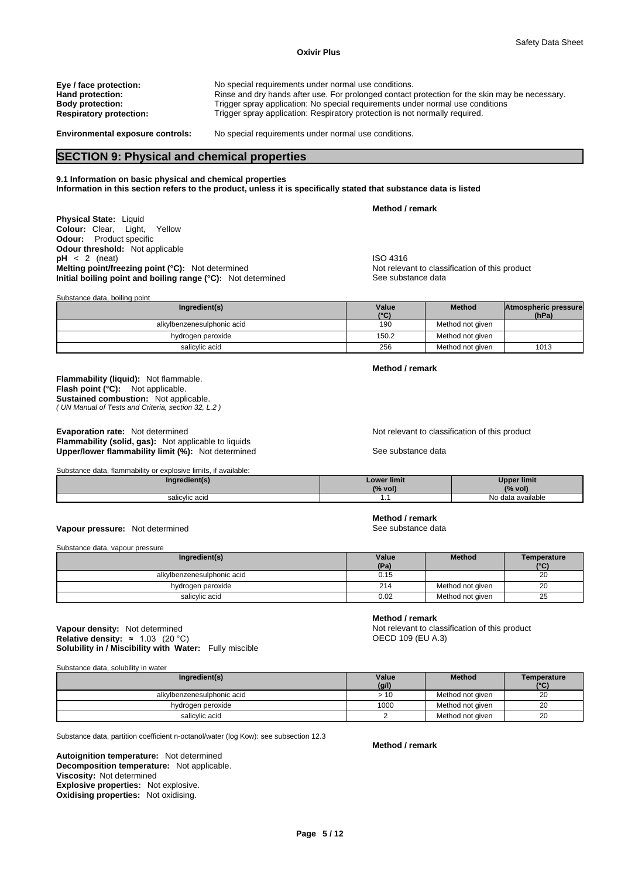**Eye / face protection:** No special requirements under normal use conditions.
**Hand protection:** Rinse and dry hands after use. For prolonged contact protection for the skin may be necessary.
**Body protection:** Trigger spray application: No special requirements under normal use conditions
**Respiratory protection:** Trigger spray application: Respiratory protection is not normally required.

**Environmental exposure controls:** No special requirements under normal use conditions.

## SECTION 9: Physical and chemical properties

**9.1 Information on basic physical and chemical properties**
**Information in this section refers to the product, unless it is specifically stated that substance data is listed**

**Method / remark**

**Physical State:** Liquid
**Colour:** Clear, Light, Yellow
**Odour:** Product specific
**Odour threshold:** Not applicable
**pH** < 2 (neat) — ISO 4316
**Melting point/freezing point (°C):** Not determined — Not relevant to classification of this product
**Initial boiling point and boiling range (°C):** Not determined — See substance data

Substance data, boiling point

| Ingredient(s) | Value (°C) | Method | Atmospheric pressure (hPa) |
|---|---|---|---|
| alkylbenzenesulphonic acid | 190 | Method not given | |
| hydrogen peroxide | 150.2 | Method not given | |
| salicylic acid | 256 | Method not given | 1013 |

**Method / remark**

**Flammability (liquid):** Not flammable.
**Flash point (°C):** Not applicable.
**Sustained combustion:** Not applicable.
*( UN Manual of Tests and Criteria, section 32, L.2 )*

**Evaporation rate:** Not determined — Not relevant to classification of this product
**Flammability (solid, gas):** Not applicable to liquids
**Upper/lower flammability limit (%):** Not determined — See substance data

Substance data, flammability or explosive limits, if available:

| Ingredient(s) | Lower limit (% vol) | Upper limit (% vol) |
|---|---|---|
| salicylic acid | 1.1 | No data available |

**Method / remark**

**Vapour pressure:** Not determined — See substance data

Substance data, vapour pressure

| Ingredient(s) | Value (Pa) | Method | Temperature (°C) |
|---|---|---|---|
| alkylbenzenesulphonic acid | 0.15 | | 20 |
| hydrogen peroxide | 214 | Method not given | 20 |
| salicylic acid | 0.02 | Method not given | 25 |

**Method / remark**

**Vapour density:** Not determined — Not relevant to classification of this product
**Relative density:** ≈ 1.03 (20 °C) — OECD 109 (EU A.3)
**Solubility in / Miscibility with Water:** Fully miscible

Substance data, solubility in water

| Ingredient(s) | Value (g/l) | Method | Temperature (°C) |
|---|---|---|---|
| alkylbenzenesulphonic acid | > 10 | Method not given | 20 |
| hydrogen peroxide | 1000 | Method not given | 20 |
| salicylic acid | 2 | Method not given | 20 |

Substance data, partition coefficient n-octanol/water (log Kow): see subsection 12.3

**Method / remark**

**Autoignition temperature:** Not determined
**Decomposition temperature:** Not applicable.
**Viscosity:** Not determined
**Explosive properties:** Not explosive.
**Oxidising properties:** Not oxidising.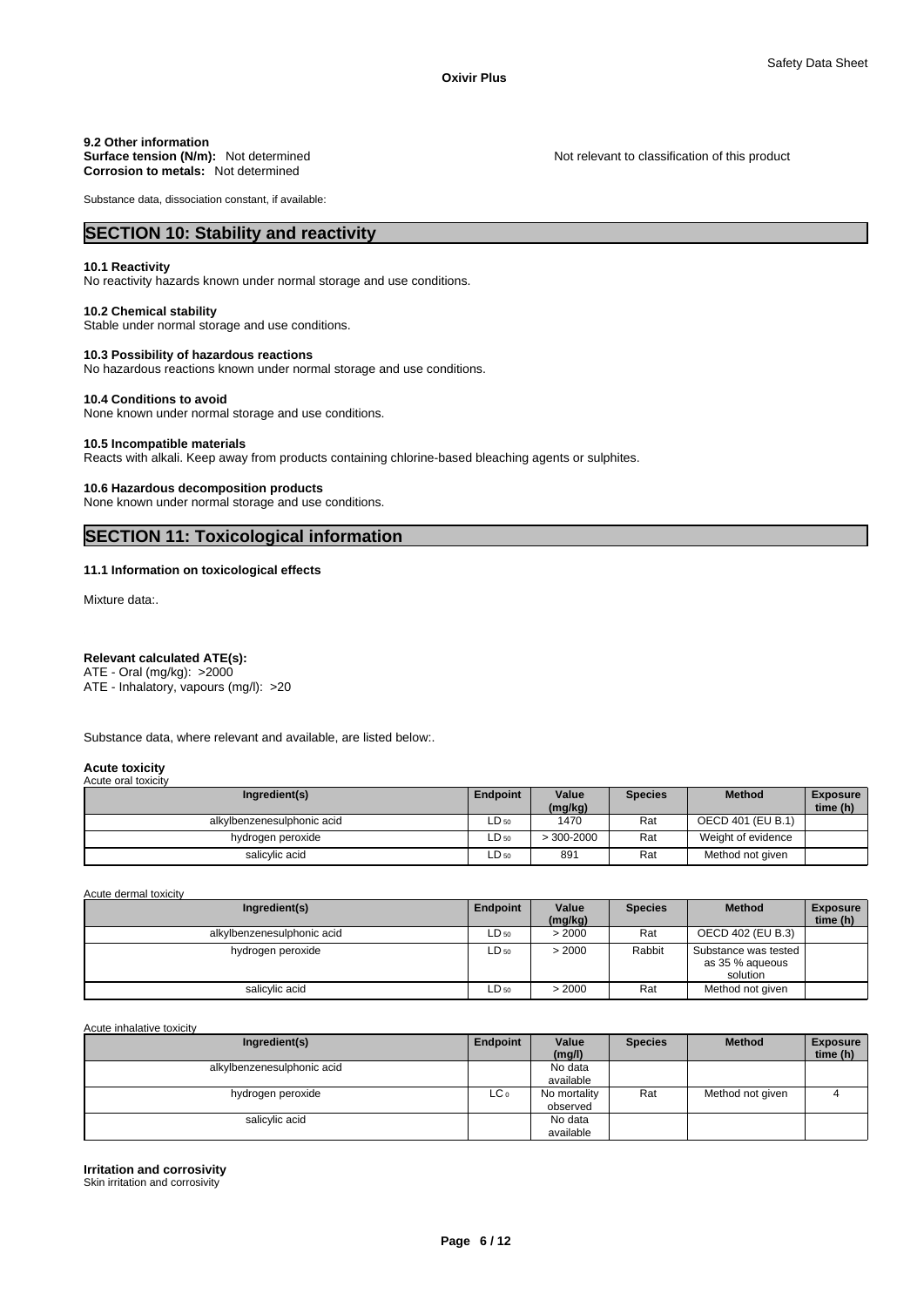**9.2 Other information**

**Surface tension (N/m):** Not determined — Not relevant to classification of this product

**Corrosion to metals:** Not determined

Substance data, dissociation constant, if available:

## SECTION 10: Stability and reactivity

**10.1 Reactivity**

No reactivity hazards known under normal storage and use conditions.

**10.2 Chemical stability**

Stable under normal storage and use conditions.

**10.3 Possibility of hazardous reactions**

No hazardous reactions known under normal storage and use conditions.

**10.4 Conditions to avoid**

None known under normal storage and use conditions.

**10.5 Incompatible materials**

Reacts with alkali. Keep away from products containing chlorine-based bleaching agents or sulphites.

**10.6 Hazardous decomposition products**

None known under normal storage and use conditions.

## SECTION 11: Toxicological information

**11.1 Information on toxicological effects**

Mixture data:.

**Relevant calculated ATE(s):**

ATE - Oral (mg/kg): >2000

ATE - Inhalatory, vapours (mg/l): >20

Substance data, where relevant and available, are listed below:.

**Acute toxicity**

Acute oral toxicity

| Ingredient(s) | Endpoint | Value (mg/kg) | Species | Method | Exposure time (h) |
|---|---|---|---|---|---|
| alkylbenzenesulphonic acid | $LD_{50}$ | 1470 | Rat | OECD 401 (EU B.1) | |
| hydrogen peroxide | $LD_{50}$ | > 300-2000 | Rat | Weight of evidence | |
| salicylic acid | $LD_{50}$ | 891 | Rat | Method not given | |

Acute dermal toxicity

| Ingredient(s) | Endpoint | Value (mg/kg) | Species | Method | Exposure time (h) |
|---|---|---|---|---|---|
| alkylbenzenesulphonic acid | $LD_{50}$ | > 2000 | Rat | OECD 402 (EU B.3) | |
| hydrogen peroxide | $LD_{50}$ | > 2000 | Rabbit | Substance was tested as 35 % aqueous solution | |
| salicylic acid | $LD_{50}$ | > 2000 | Rat | Method not given | |

Acute inhalative toxicity

| Ingredient(s) | Endpoint | Value (mg/l) | Species | Method | Exposure time (h) |
|---|---|---|---|---|---|
| alkylbenzenesulphonic acid | | No data available | | | |
| hydrogen peroxide | $LC_0$ | No mortality observed | Rat | Method not given | 4 |
| salicylic acid | | No data available | | | |

**Irritation and corrosivity**

Skin irritation and corrosivity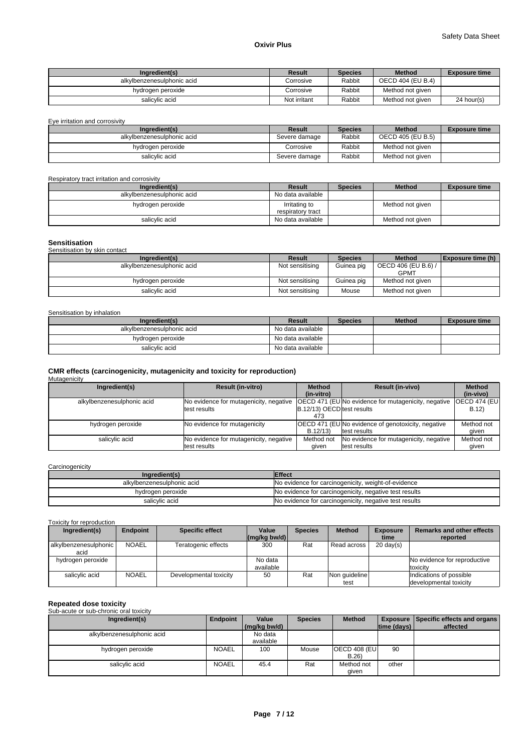| Ingredient(s) | Result | Species | Method | Exposure time |
| --- | --- | --- | --- | --- |
| alkylbenzenesulphonic acid | Corrosive | Rabbit | OECD 404 (EU B.4) | |
| hydrogen peroxide | Corrosive | Rabbit | Method not given | |
| salicylic acid | Not irritant | Rabbit | Method not given | 24 hour(s) |

Eye irritation and corrosivity

| Ingredient(s) | Result | Species | Method | Exposure time |
| --- | --- | --- | --- | --- |
| alkylbenzenesulphonic acid | Severe damage | Rabbit | OECD 405 (EU B.5) | |
| hydrogen peroxide | Corrosive | Rabbit | Method not given | |
| salicylic acid | Severe damage | Rabbit | Method not given | |

Respiratory tract irritation and corrosivity

| Ingredient(s) | Result | Species | Method | Exposure time |
| --- | --- | --- | --- | --- |
| alkylbenzenesulphonic acid | No data available | | | |
| hydrogen peroxide | Irritating to respiratory tract | | Method not given | |
| salicylic acid | No data available | | Method not given | |

**Sensitisation**

Sensitisation by skin contact

| Ingredient(s) | Result | Species | Method | Exposure time (h) |
| --- | --- | --- | --- | --- |
| alkylbenzenesulphonic acid | Not sensitising | Guinea pig | OECD 406 (EU B.6) / GPMT | |
| hydrogen peroxide | Not sensitising | Guinea pig | Method not given | |
| salicylic acid | Not sensitising | Mouse | Method not given | |

Sensitisation by inhalation

| Ingredient(s) | Result | Species | Method | Exposure time |
| --- | --- | --- | --- | --- |
| alkylbenzenesulphonic acid | No data available | | | |
| hydrogen peroxide | No data available | | | |
| salicylic acid | No data available | | | |

**CMR effects (carcinogenicity, mutagenicity and toxicity for reproduction)**

Mutagenicity

| Ingredient(s) | Result (in-vitro) | Method (in-vitro) | Result (in-vivo) | Method (in-vivo) |
| --- | --- | --- | --- | --- |
| alkylbenzenesulphonic acid | No evidence for mutagenicity, negative test results | OECD 471 (EU B.12/13) OECD 473 | No evidence for mutagenicity, negative test results | OECD 474 (EU B.12) |
| hydrogen peroxide | No evidence for mutagenicity | OECD 471 (EU B.12/13) | No evidence of genotoxicity, negative test results | Method not given |
| salicylic acid | No evidence for mutagenicity, negative test results | Method not given | No evidence for mutagenicity, negative test results | Method not given |

Carcinogenicity

| Ingredient(s) | Effect |
| --- | --- |
| alkylbenzenesulphonic acid | No evidence for carcinogenicity, weight-of-evidence |
| hydrogen peroxide | No evidence for carcinogenicity, negative test results |
| salicylic acid | No evidence for carcinogenicity, negative test results |

Toxicity for reproduction

| Ingredient(s) | Endpoint | Specific effect | Value (mg/kg bw/d) | Species | Method | Exposure time | Remarks and other effects reported |
| --- | --- | --- | --- | --- | --- | --- | --- |
| alkylbenzenesulphonic acid | NOAEL | Teratogenic effects | 300 | Rat | Read across | 20 day(s) | |
| hydrogen peroxide | | | No data available | | | | No evidence for reproductive toxicity |
| salicylic acid | NOAEL | Developmental toxicity | 50 | Rat | Non guideline test | | Indications of possible developmental toxicity |

**Repeated dose toxicity**

Sub-acute or sub-chronic oral toxicity

| Ingredient(s) | Endpoint | Value (mg/kg bw/d) | Species | Method | Exposure time (days) | Specific effects and organs affected |
| --- | --- | --- | --- | --- | --- | --- |
| alkylbenzenesulphonic acid | | No data available | | | | |
| hydrogen peroxide | NOAEL | 100 | Mouse | OECD 408 (EU B.26) | 90 | |
| salicylic acid | NOAEL | 45.4 | Rat | Method not given | other | |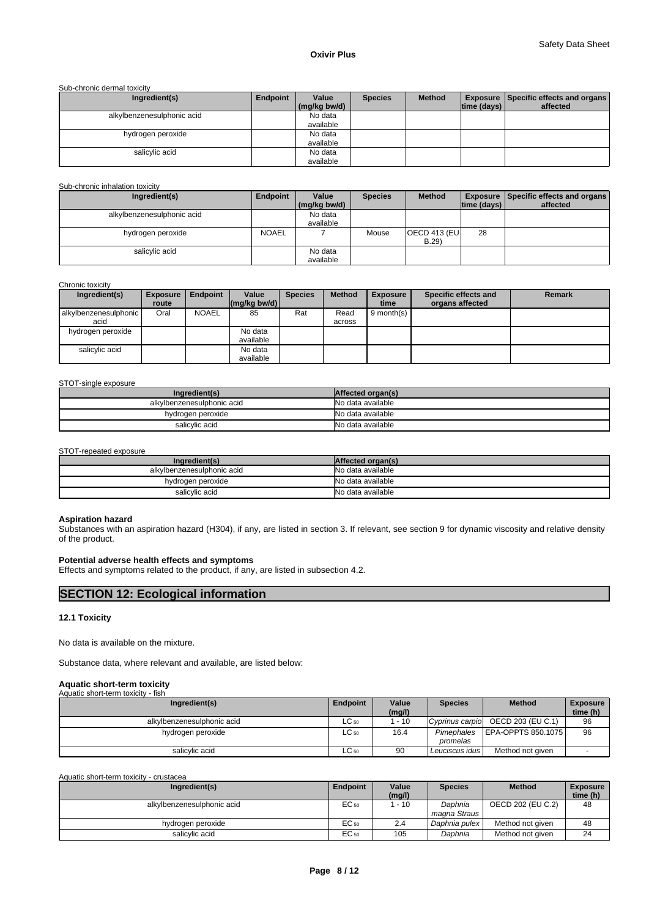Sub-chronic dermal toxicity

| Ingredient(s) | Endpoint | Value (mg/kg bw/d) | Species | Method | Exposure time (days) | Specific effects and organs affected |
|---|---|---|---|---|---|---|
| alkylbenzenesulphonic acid | | No data available | | | | |
| hydrogen peroxide | | No data available | | | | |
| salicylic acid | | No data available | | | | |

Sub-chronic inhalation toxicity

| Ingredient(s) | Endpoint | Value (mg/kg bw/d) | Species | Method | Exposure time (days) | Specific effects and organs affected |
|---|---|---|---|---|---|---|
| alkylbenzenesulphonic acid | | No data available | | | | |
| hydrogen peroxide | NOAEL | 7 | Mouse | OECD 413 (EU B.29) | 28 | |
| salicylic acid | | No data available | | | | |

Chronic toxicity

| Ingredient(s) | Exposure route | Endpoint | Value (mg/kg bw/d) | Species | Method | Exposure time | Specific effects and organs affected | Remark |
|---|---|---|---|---|---|---|---|---|
| alkylbenzenesulphonic acid | Oral | NOAEL | 85 | Rat | Read across | 9 month(s) | | |
| hydrogen peroxide | | | No data available | | | | | |
| salicylic acid | | | No data available | | | | | |

STOT-single exposure

| Ingredient(s) | Affected organ(s) |
|---|---|
| alkylbenzenesulphonic acid | No data available |
| hydrogen peroxide | No data available |
| salicylic acid | No data available |

STOT-repeated exposure

| Ingredient(s) | Affected organ(s) |
|---|---|
| alkylbenzenesulphonic acid | No data available |
| hydrogen peroxide | No data available |
| salicylic acid | No data available |

**Aspiration hazard**

Substances with an aspiration hazard (H304), if any, are listed in section 3. If relevant, see section 9 for dynamic viscosity and relative density of the product.

**Potential adverse health effects and symptoms**

Effects and symptoms related to the product, if any, are listed in subsection 4.2.

## SECTION 12: Ecological information

### 12.1 Toxicity

No data is available on the mixture.

Substance data, where relevant and available, are listed below:

**Aquatic short-term toxicity**

Aquatic short-term toxicity - fish

| Ingredient(s) | Endpoint | Value (mg/l) | Species | Method | Exposure time (h) |
|---|---|---|---|---|---|
| alkylbenzenesulphonic acid | $LC_{50}$ | 1 - 10 | *Cyprinus carpio* | OECD 203 (EU C.1) | 96 |
| hydrogen peroxide | $LC_{50}$ | 16.4 | *Pimephales promelas* | EPA-OPPTS 850.1075 | 96 |
| salicylic acid | $LC_{50}$ | 90 | *Leuciscus idus* | Method not given | - |

Aquatic short-term toxicity - crustacea

| Ingredient(s) | Endpoint | Value (mg/l) | Species | Method | Exposure time (h) |
|---|---|---|---|---|---|
| alkylbenzenesulphonic acid | $EC_{50}$ | 1 - 10 | *Daphnia magna Straus* | OECD 202 (EU C.2) | 48 |
| hydrogen peroxide | $EC_{50}$ | 2.4 | *Daphnia pulex* | Method not given | 48 |
| salicylic acid | $EC_{50}$ | 105 | *Daphnia* | Method not given | 24 |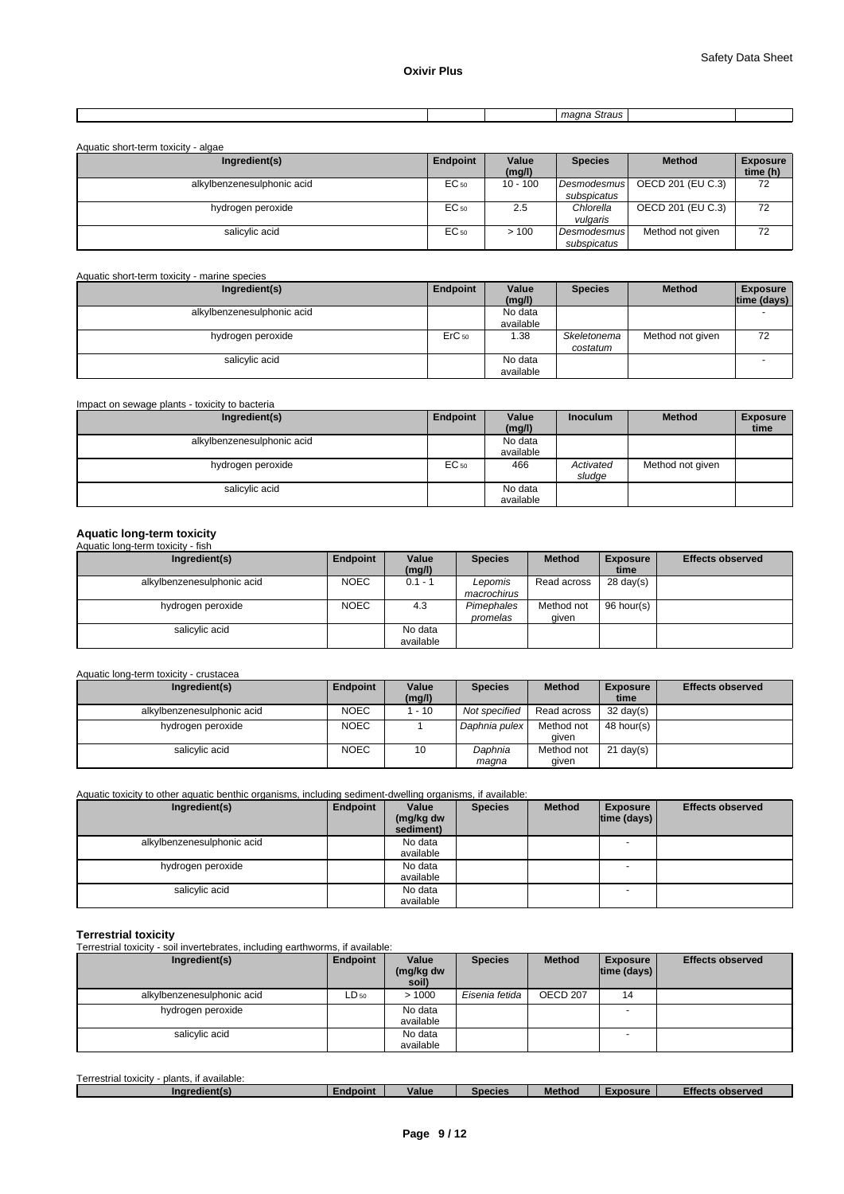| | | | *magna Straus* | | |
|---|---|---|---|---|---|

Aquatic short-term toxicity - algae

| Ingredient(s) | Endpoint | Value (mg/l) | Species | Method | Exposure time (h) |
|---|---|---|---|---|---|
| alkylbenzenesulphonic acid | $EC_{50}$ | 10 - 100 | *Desmodesmus subspicatus* | OECD 201 (EU C.3) | 72 |
| hydrogen peroxide | $EC_{50}$ | 2.5 | *Chlorella vulgaris* | OECD 201 (EU C.3) | 72 |
| salicylic acid | $EC_{50}$ | > 100 | *Desmodesmus subspicatus* | Method not given | 72 |

Aquatic short-term toxicity - marine species

| Ingredient(s) | Endpoint | Value (mg/l) | Species | Method | Exposure time (days) |
|---|---|---|---|---|---|
| alkylbenzenesulphonic acid | | No data available | | | - |
| hydrogen peroxide | $ErC_{50}$ | 1.38 | *Skeletonema costatum* | Method not given | 72 |
| salicylic acid | | No data available | | | - |

Impact on sewage plants - toxicity to bacteria

| Ingredient(s) | Endpoint | Value (mg/l) | Inoculum | Method | Exposure time |
|---|---|---|---|---|---|
| alkylbenzenesulphonic acid | | No data available | | | |
| hydrogen peroxide | $EC_{50}$ | 466 | *Activated sludge* | Method not given | |
| salicylic acid | | No data available | | | |

**Aquatic long-term toxicity**

Aquatic long-term toxicity - fish

| Ingredient(s) | Endpoint | Value (mg/l) | Species | Method | Exposure time | Effects observed |
|---|---|---|---|---|---|---|
| alkylbenzenesulphonic acid | NOEC | 0.1 - 1 | *Lepomis macrochirus* | Read across | 28 day(s) | |
| hydrogen peroxide | NOEC | 4.3 | *Pimephales promelas* | Method not given | 96 hour(s) | |
| salicylic acid | | No data available | | | | |

Aquatic long-term toxicity - crustacea

| Ingredient(s) | Endpoint | Value (mg/l) | Species | Method | Exposure time | Effects observed |
|---|---|---|---|---|---|---|
| alkylbenzenesulphonic acid | NOEC | 1 - 10 | *Not specified* | Read across | 32 day(s) | |
| hydrogen peroxide | NOEC | 1 | *Daphnia pulex* | Method not given | 48 hour(s) | |
| salicylic acid | NOEC | 10 | *Daphnia magna* | Method not given | 21 day(s) | |

Aquatic toxicity to other aquatic benthic organisms, including sediment-dwelling organisms, if available:

| Ingredient(s) | Endpoint | Value (mg/kg dw sediment) | Species | Method | Exposure time (days) | Effects observed |
|---|---|---|---|---|---|---|
| alkylbenzenesulphonic acid | | No data available | | | - | |
| hydrogen peroxide | | No data available | | | - | |
| salicylic acid | | No data available | | | - | |

**Terrestrial toxicity**

Terrestrial toxicity - soil invertebrates, including earthworms, if available:

| Ingredient(s) | Endpoint | Value (mg/kg dw soil) | Species | Method | Exposure time (days) | Effects observed |
|---|---|---|---|---|---|---|
| alkylbenzenesulphonic acid | $LD_{50}$ | > 1000 | *Eisenia fetida* | OECD 207 | 14 | |
| hydrogen peroxide | | No data available | | | - | |
| salicylic acid | | No data available | | | - | |

Terrestrial toxicity - plants, if available:

| Ingredient(s) | Endpoint | Value | Species | Method | Exposure | Effects observed |
|---|---|---|---|---|---|---|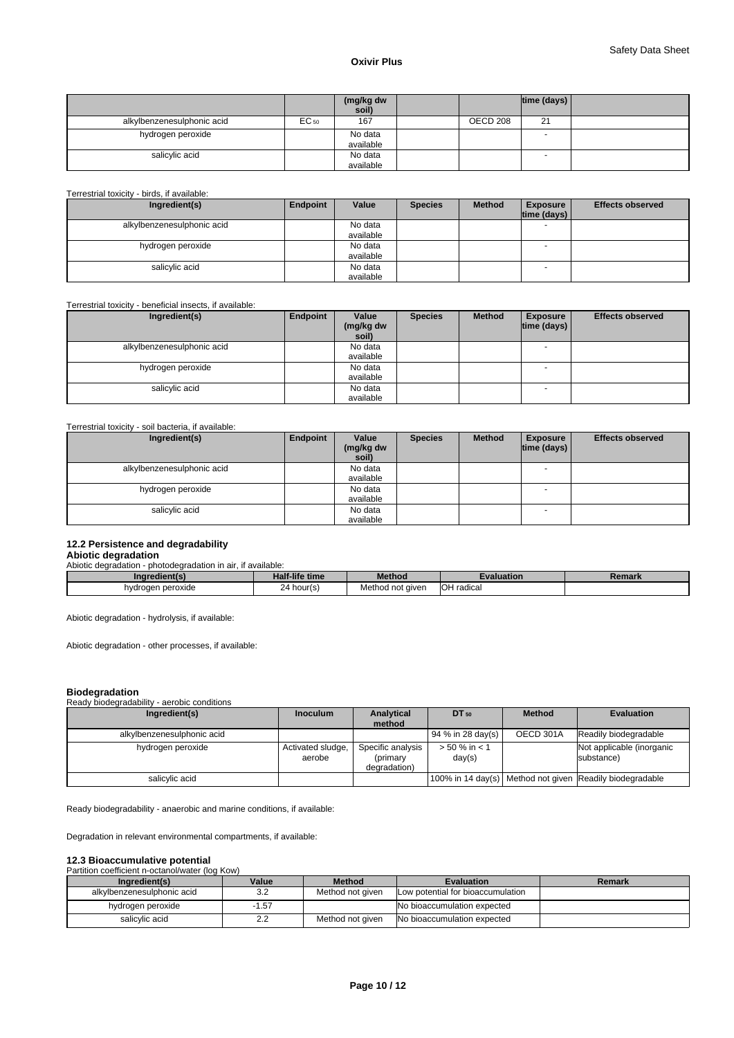|  |  | (mg/kg dw soil) |  |  | time (days) |  |
|---|---|---|---|---|---|---|
| alkylbenzenesulphonic acid | $EC_{50}$ | 167 |  | OECD 208 | 21 |  |
| hydrogen peroxide |  | No data available |  |  | - |  |
| salicylic acid |  | No data available |  |  | - |  |

Terrestrial toxicity - birds, if available:

| Ingredient(s) | Endpoint | Value | Species | Method | Exposure time (days) | Effects observed |
|---|---|---|---|---|---|---|
| alkylbenzenesulphonic acid |  | No data available |  |  | - |  |
| hydrogen peroxide |  | No data available |  |  | - |  |
| salicylic acid |  | No data available |  |  | - |  |

Terrestrial toxicity - beneficial insects, if available:

| Ingredient(s) | Endpoint | Value (mg/kg dw soil) | Species | Method | Exposure time (days) | Effects observed |
|---|---|---|---|---|---|---|
| alkylbenzenesulphonic acid |  | No data available |  |  | - |  |
| hydrogen peroxide |  | No data available |  |  | - |  |
| salicylic acid |  | No data available |  |  | - |  |

Terrestrial toxicity - soil bacteria, if available:

| Ingredient(s) | Endpoint | Value (mg/kg dw soil) | Species | Method | Exposure time (days) | Effects observed |
|---|---|---|---|---|---|---|
| alkylbenzenesulphonic acid |  | No data available |  |  | - |  |
| hydrogen peroxide |  | No data available |  |  | - |  |
| salicylic acid |  | No data available |  |  | - |  |

## 12.2 Persistence and degradability

### Abiotic degradation

Abiotic degradation - photodegradation in air, if available:

| Ingredient(s) | Half-life time | Method | Evaluation | Remark |
|---|---|---|---|---|
| hydrogen peroxide | 24 hour(s) | Method not given | OH radical |  |

Abiotic degradation - hydrolysis, if available:

Abiotic degradation - other processes, if available:

### Biodegradation

Ready biodegradability - aerobic conditions

| Ingredient(s) | Inoculum | Analytical method | $DT_{50}$ | Method | Evaluation |
|---|---|---|---|---|---|
| alkylbenzenesulphonic acid |  |  | 94 % in 28 day(s) | OECD 301A | Readily biodegradable |
| hydrogen peroxide | Activated sludge, aerobe | Specific analysis (primary degradation) | > 50 % in < 1 day(s) |  | Not applicable (inorganic substance) |
| salicylic acid |  |  | 100% in 14 day(s) | Method not given | Readily biodegradable |

Ready biodegradability - anaerobic and marine conditions, if available:

Degradation in relevant environmental compartments, if available:

## 12.3 Bioaccumulative potential

Partition coefficient n-octanol/water (log Kow)

| Ingredient(s) | Value | Method | Evaluation | Remark |
|---|---|---|---|---|
| alkylbenzenesulphonic acid | 3.2 | Method not given | Low potential for bioaccumulation |  |
| hydrogen peroxide | -1.57 |  | No bioaccumulation expected |  |
| salicylic acid | 2.2 | Method not given | No bioaccumulation expected |  |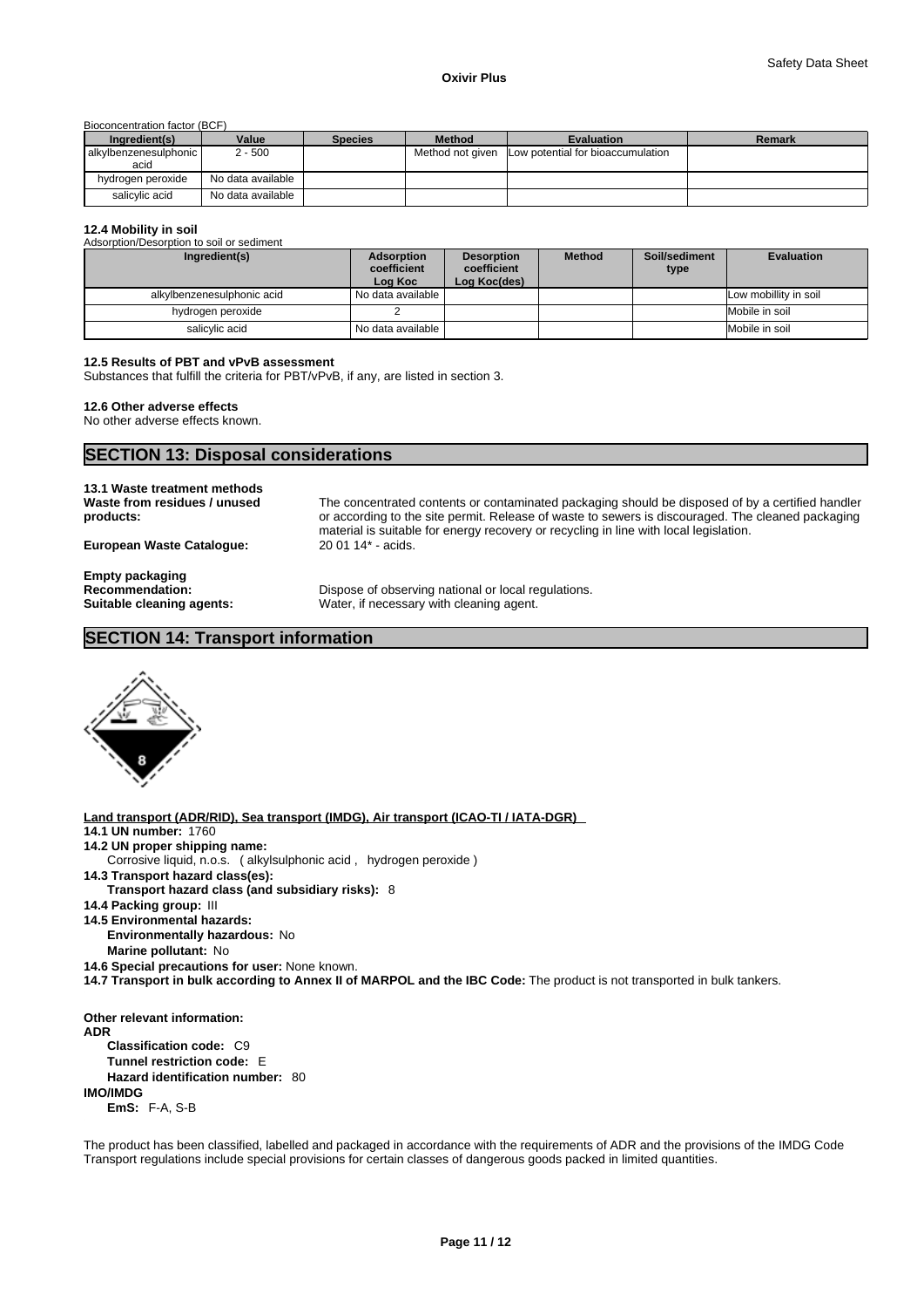Bioconcentration factor (BCF)

| Ingredient(s) | Value | Species | Method | Evaluation | Remark |
|---|---|---|---|---|---|
| alkylbenzenesulphonic acid | 2 - 500 | | Method not given | Low potential for bioaccumulation | |
| hydrogen peroxide | No data available | | | | |
| salicylic acid | No data available | | | | |

**12.4 Mobility in soil**

Adsorption/Desorption to soil or sediment

| Ingredient(s) | Adsorption coefficient Log Koc | Desorption coefficient Log Koc(des) | Method | Soil/sediment type | Evaluation |
|---|---|---|---|---|---|
| alkylbenzenesulphonic acid | No data available | | | | Low mobillity in soil |
| hydrogen peroxide | 2 | | | | Mobile in soil |
| salicylic acid | No data available | | | | Mobile in soil |

**12.5 Results of PBT and vPvB assessment**

Substances that fulfill the criteria for PBT/vPvB, if any, are listed in section 3.

**12.6 Other adverse effects**

No other adverse effects known.

## SECTION 13: Disposal considerations

**13.1 Waste treatment methods**

**Waste from residues / unused products:** The concentrated contents or contaminated packaging should be disposed of by a certified handler or according to the site permit. Release of waste to sewers is discouraged. The cleaned packaging material is suitable for energy recovery or recycling in line with local legislation.

**European Waste Catalogue:** 20 01 14* - acids.

**Empty packaging**

**Recommendation:** Dispose of observing national or local regulations.

**Suitable cleaning agents:** Water, if necessary with cleaning agent.

## SECTION 14: Transport information

**Land transport (ADR/RID), Sea transport (IMDG), Air transport (ICAO-TI / IATA-DGR)**

**14.1 UN number:** 1760

**14.2 UN proper shipping name:**

Corrosive liquid, n.o.s. ( alkylsulphonic acid , hydrogen peroxide )

**14.3 Transport hazard class(es):**

**Transport hazard class (and subsidiary risks):** 8

**14.4 Packing group:** III

**14.5 Environmental hazards:**

**Environmentally hazardous:** No

**Marine pollutant:** No

**14.6 Special precautions for user:** None known.

**14.7 Transport in bulk according to Annex II of MARPOL and the IBC Code:** The product is not transported in bulk tankers.

**Other relevant information:**

**ADR**

**Classification code:** C9

**Tunnel restriction code:** E

**Hazard identification number:** 80

**IMO/IMDG**

**EmS:** F-A, S-B

The product has been classified, labelled and packaged in accordance with the requirements of ADR and the provisions of the IMDG Code
Transport regulations include special provisions for certain classes of dangerous goods packed in limited quantities.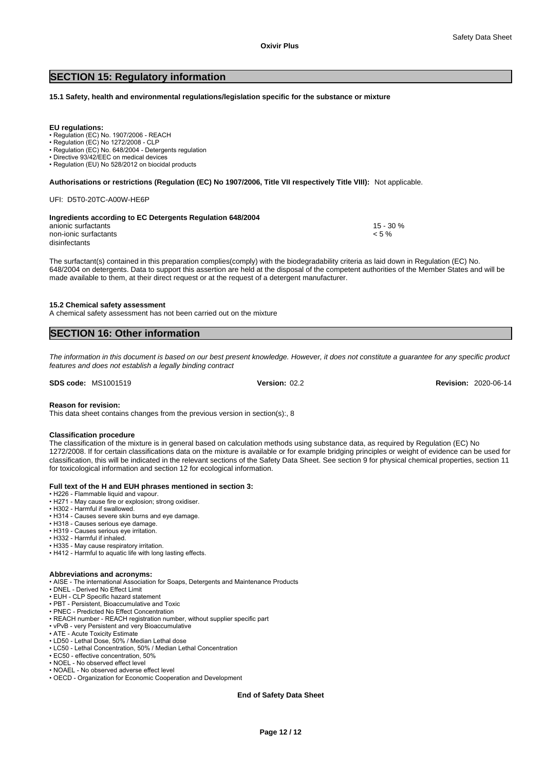## SECTION 15: Regulatory information

**15.1 Safety, health and environmental regulations/legislation specific for the substance or mixture**

**EU regulations:**

- Regulation (EC) No. 1907/2006 - REACH
- Regulation (EC) No 1272/2008 - CLP
- Regulation (EC) No. 648/2004 - Detergents regulation
- Directive 93/42/EEC on medical devices
- Regulation (EU) No 528/2012 on biocidal products

**Authorisations or restrictions (Regulation (EC) No 1907/2006, Title VII respectively Title VIII):** Not applicable.

UFI: D5T0-20TC-A00W-HE6P

**Ingredients according to EC Detergents Regulation 648/2004**

| | |
|---|---|
| anionic surfactants | 15 - 30 % |
| non-ionic surfactants | < 5 % |
| disinfectants | |

The surfactant(s) contained in this preparation complies(comply) with the biodegradability criteria as laid down in Regulation (EC) No. 648/2004 on detergents. Data to support this assertion are held at the disposal of the competent authorities of the Member States and will be made available to them, at their direct request or at the request of a detergent manufacturer.

**15.2 Chemical safety assessment**

A chemical safety assessment has not been carried out on the mixture

## SECTION 16: Other information

*The information in this document is based on our best present knowledge. However, it does not constitute a guarantee for any specific product features and does not establish a legally binding contract*

**SDS code:** MS1001519 **Version:** 02.2 **Revision:** 2020-06-14

**Reason for revision:**

This data sheet contains changes from the previous version in section(s):, 8

**Classification procedure**

The classification of the mixture is in general based on calculation methods using substance data, as required by Regulation (EC) No 1272/2008. If for certain classifications data on the mixture is available or for example bridging principles or weight of evidence can be used for classification, this will be indicated in the relevant sections of the Safety Data Sheet. See section 9 for physical chemical properties, section 11 for toxicological information and section 12 for ecological information.

**Full text of the H and EUH phrases mentioned in section 3:**

- H226 - Flammable liquid and vapour.
- H271 - May cause fire or explosion; strong oxidiser.
- H302 - Harmful if swallowed.
- H314 - Causes severe skin burns and eye damage.
- H318 - Causes serious eye damage.
- H319 - Causes serious eye irritation.
- H332 - Harmful if inhaled.
- H335 - May cause respiratory irritation.
- H412 - Harmful to aquatic life with long lasting effects.

**Abbreviations and acronyms:**

- AISE - The international Association for Soaps, Detergents and Maintenance Products
- DNEL - Derived No Effect Limit
- EUH - CLP Specific hazard statement
- PBT - Persistent, Bioaccumulative and Toxic
- PNEC - Predicted No Effect Concentration
- REACH number - REACH registration number, without supplier specific part
- vPvB - very Persistent and very Bioaccumulative
- ATE - Acute Toxicity Estimate
- LD50 - Lethal Dose, 50% / Median Lethal dose
- LC50 - Lethal Concentration, 50% / Median Lethal Concentration
- EC50 - effective concentration, 50%
- NOEL - No observed effect level
- NOAEL - No observed adverse effect level
- OECD - Organization for Economic Cooperation and Development

**End of Safety Data Sheet**